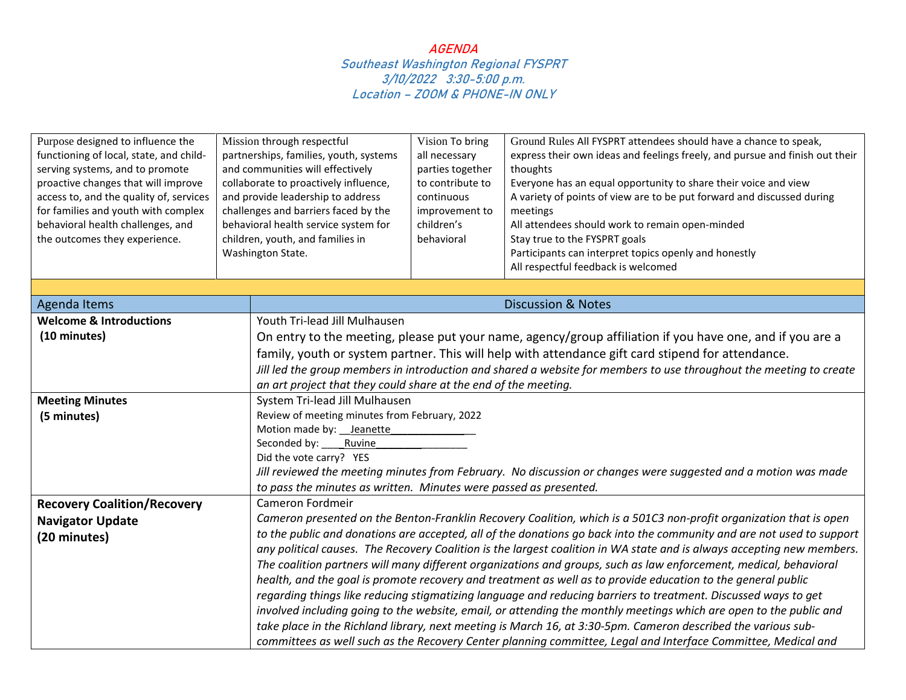# AGENDA

## Southeast Washington Regional FYSPRT
## 3/10/2022 3:30-5:00 p.m.
## Location – ZOOM & PHONE-IN ONLY

| Purpose | Mission | Vision | Ground Rules |
|---|---|---|---|
| Purpose designed to influence the functioning of local, state, and child-serving systems, and to promote proactive changes that will improve access to, and the quality of, services for families and youth with complex behavioral health challenges, and the outcomes they experience. | Mission through respectful partnerships, families, youth, systems and communities will effectively collaborate to proactively influence, and provide leadership to address challenges and barriers faced by the behavioral health service system for children, youth, and families in Washington State. | Vision To bring all necessary parties together to contribute to continuous improvement to children's behavioral | Ground Rules All FYSPRT attendees should have a chance to speak, express their own ideas and feelings freely, and pursue and finish out their thoughts<br>Everyone has an equal opportunity to share their voice and view<br>A variety of points of view are to be put forward and discussed during meetings<br>All attendees should work to remain open-minded<br>Stay true to the FYSPRT goals<br>Participants can interpret topics openly and honestly<br>All respectful feedback is welcomed |

| Agenda Items | Discussion & Notes |
|---|---|
| **Welcome & Introductions**<br>**(10 minutes)** | Youth Tri-lead Jill Mulhausen<br>On entry to the meeting, please put your name, agency/group affiliation if you have one, and if you are a family, youth or system partner. This will help with attendance gift card stipend for attendance.<br>*Jill led the group members in introduction and shared a website for members to use throughout the meeting to create an art project that they could share at the end of the meeting.* |
| **Meeting Minutes**<br>**(5 minutes)** | System Tri-lead Jill Mulhausen<br>Review of meeting minutes from February, 2022<br>Motion made by: __Jeanette________________<br>Seconded by: ____Ruvine_________________<br>Did the vote carry? YES<br>*Jill reviewed the meeting minutes from February. No discussion or changes were suggested and a motion was made to pass the minutes as written. Minutes were passed as presented.* |
| **Recovery Coalition/Recovery Navigator Update**<br>**(20 minutes)** | Cameron Fordmeir<br>*Cameron presented on the Benton-Franklin Recovery Coalition, which is a 501C3 non-profit organization that is open to the public and donations are accepted, all of the donations go back into the community and are not used to support any political causes. The Recovery Coalition is the largest coalition in WA state and is always accepting new members. The coalition partners will many different organizations and groups, such as law enforcement, medical, behavioral health, and the goal is promote recovery and treatment as well as to provide education to the general public regarding things like reducing stigmatizing language and reducing barriers to treatment. Discussed ways to get involved including going to the website, email, or attending the monthly meetings which are open to the public and take place in the Richland library, next meeting is March 16, at 3:30-5pm. Cameron described the various sub-committees as well such as the Recovery Center planning committee, Legal and Interface Committee, Medical and* |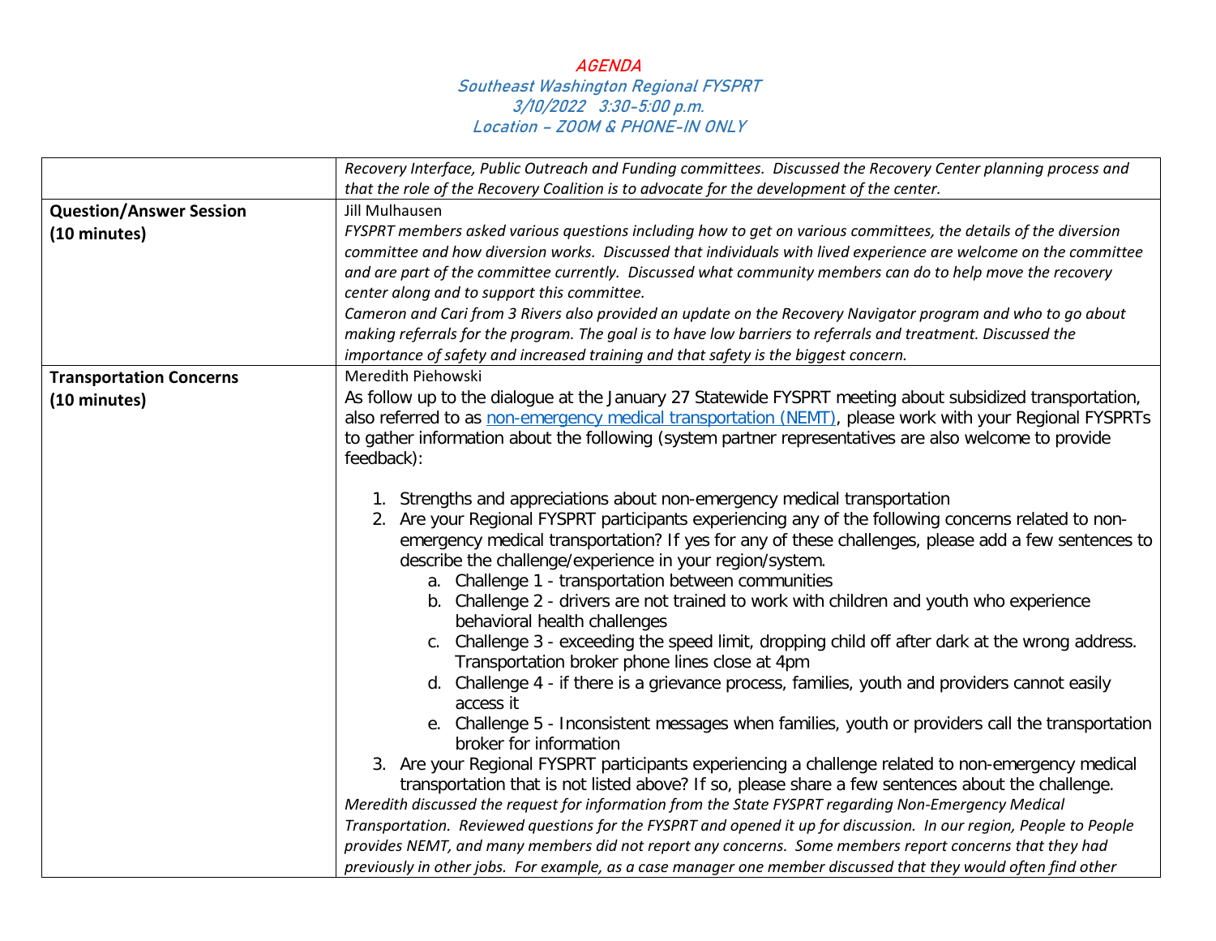# AGENDA

## Southeast Washington Regional FYSPRT
### 3/10/2022 3:30-5:00 p.m.
### Location – ZOOM & PHONE-IN ONLY

| | |
|---|---|
| | *Recovery Interface, Public Outreach and Funding committees. Discussed the Recovery Center planning process and that the role of the Recovery Coalition is to advocate for the development of the center.* |
| **Question/Answer Session (10 minutes)** | Jill Mulhausen<br>*FYSPRT members asked various questions including how to get on various committees, the details of the diversion committee and how diversion works. Discussed that individuals with lived experience are welcome on the committee and are part of the committee currently. Discussed what community members can do to help move the recovery center along and to support this committee.*<br>*Cameron and Cari from 3 Rivers also provided an update on the Recovery Navigator program and who to go about making referrals for the program. The goal is to have low barriers to referrals and treatment. Discussed the importance of safety and increased training and that safety is the biggest concern.* |
| **Transportation Concerns (10 minutes)** | Meredith Piehowski<br>As follow up to the dialogue at the January 27 Statewide FYSPRT meeting about subsidized transportation, also referred to as [non-emergency medical transportation (NEMT)](), please work with your Regional FYSPRTs to gather information about the following (system partner representatives are also welcome to provide feedback):<br><br>1. Strengths and appreciations about non-emergency medical transportation<br>2. Are your Regional FYSPRT participants experiencing any of the following concerns related to non-emergency medical transportation? If yes for any of these challenges, please add a few sentences to describe the challenge/experience in your region/system.<br>&nbsp;&nbsp;&nbsp;&nbsp;a. Challenge 1 - transportation between communities<br>&nbsp;&nbsp;&nbsp;&nbsp;b. Challenge 2 - drivers are not trained to work with children and youth who experience behavioral health challenges<br>&nbsp;&nbsp;&nbsp;&nbsp;c. Challenge 3 - exceeding the speed limit, dropping child off after dark at the wrong address. Transportation broker phone lines close at 4pm<br>&nbsp;&nbsp;&nbsp;&nbsp;d. Challenge 4 - if there is a grievance process, families, youth and providers cannot easily access it<br>&nbsp;&nbsp;&nbsp;&nbsp;e. Challenge 5 - Inconsistent messages when families, youth or providers call the transportation broker for information<br>3. Are your Regional FYSPRT participants experiencing a challenge related to non-emergency medical transportation that is not listed above? If so, please share a few sentences about the challenge.<br><br>*Meredith discussed the request for information from the State FYSPRT regarding Non-Emergency Medical Transportation. Reviewed questions for the FYSPRT and opened it up for discussion. In our region, People to People provides NEMT, and many members did not report any concerns. Some members report concerns that they had previously in other jobs. For example, as a case manager one member discussed that they would often find other* |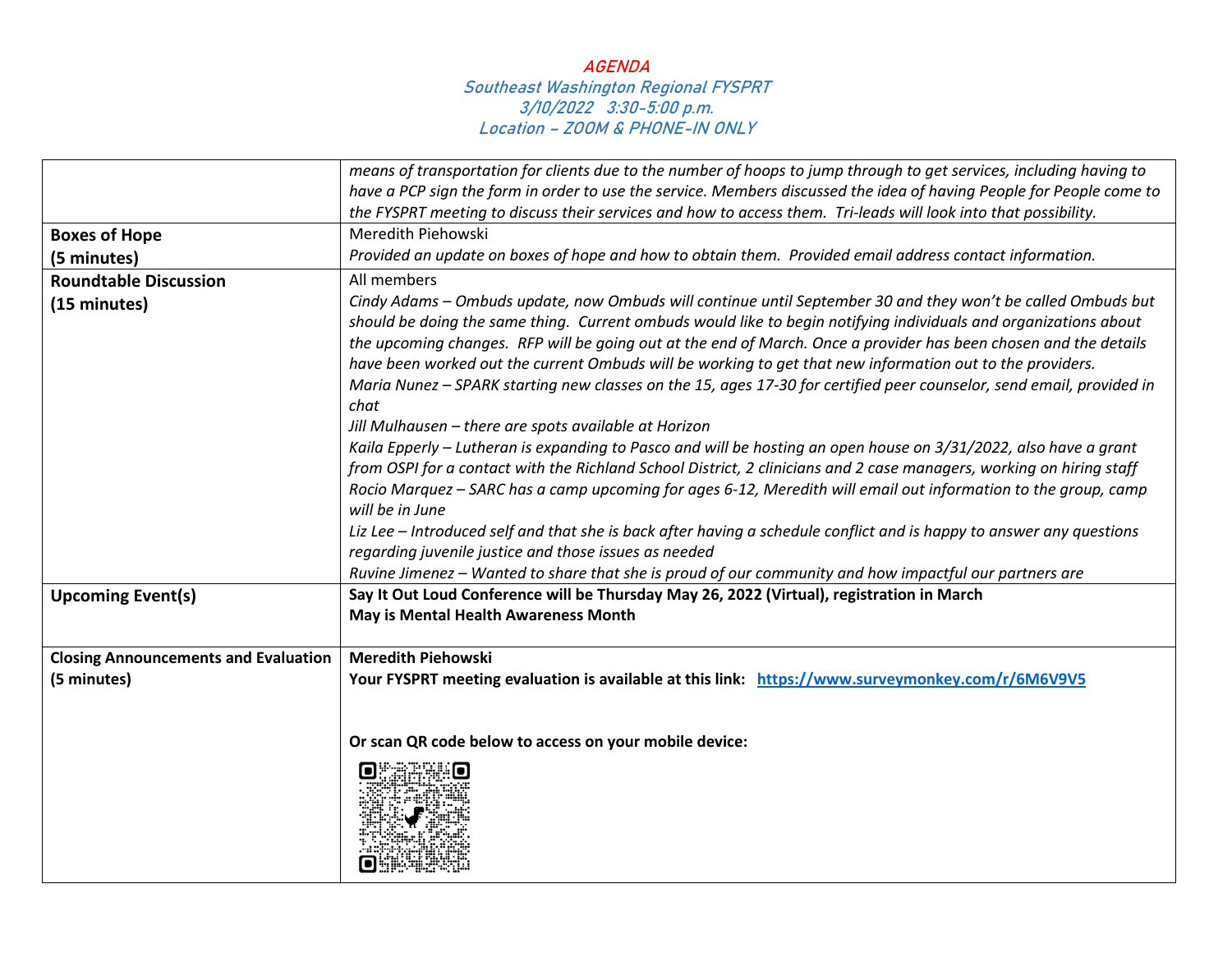# AGENDA

## Southeast Washington Regional FYSPRT

### 3/10/2022 3:30-5:00 p.m.

### Location – ZOOM & PHONE-IN ONLY

| | |
|---|---|
| | *means of transportation for clients due to the number of hoops to jump through to get services, including having to have a PCP sign the form in order to use the service. Members discussed the idea of having People for People come to the FYSPRT meeting to discuss their services and how to access them. Tri-leads will look into that possibility.* |
| **Boxes of Hope (5 minutes)** | Meredith Piehowski<br>*Provided an update on boxes of hope and how to obtain them. Provided email address contact information.* |
| **Roundtable Discussion (15 minutes)** | All members<br>*Cindy Adams – Ombuds update, now Ombuds will continue until September 30 and they won't be called Ombuds but should be doing the same thing. Current ombuds would like to begin notifying individuals and organizations about the upcoming changes. RFP will be going out at the end of March. Once a provider has been chosen and the details have been worked out the current Ombuds will be working to get that new information out to the providers.*<br>*Maria Nunez – SPARK starting new classes on the 15, ages 17-30 for certified peer counselor, send email, provided in chat*<br>*Jill Mulhausen – there are spots available at Horizon*<br>*Kaila Epperly – Lutheran is expanding to Pasco and will be hosting an open house on 3/31/2022, also have a grant from OSPI for a contact with the Richland School District, 2 clinicians and 2 case managers, working on hiring staff*<br>*Rocio Marquez – SARC has a camp upcoming for ages 6-12, Meredith will email out information to the group, camp will be in June*<br>*Liz Lee – Introduced self and that she is back after having a schedule conflict and is happy to answer any questions regarding juvenile justice and those issues as needed*<br>*Ruvine Jimenez – Wanted to share that she is proud of our community and how impactful our partners are* |
| **Upcoming Event(s)** | **Say It Out Loud Conference will be Thursday May 26, 2022 (Virtual), registration in March**<br>**May is Mental Health Awareness Month** |
| **Closing Announcements and Evaluation (5 minutes)** | **Meredith Piehowski**<br>**Your FYSPRT meeting evaluation is available at this link: [https://www.surveymonkey.com/r/6M6V9V5](https://www.surveymonkey.com/r/6M6V9V5)**<br><br>**Or scan QR code below to access on your mobile device:** |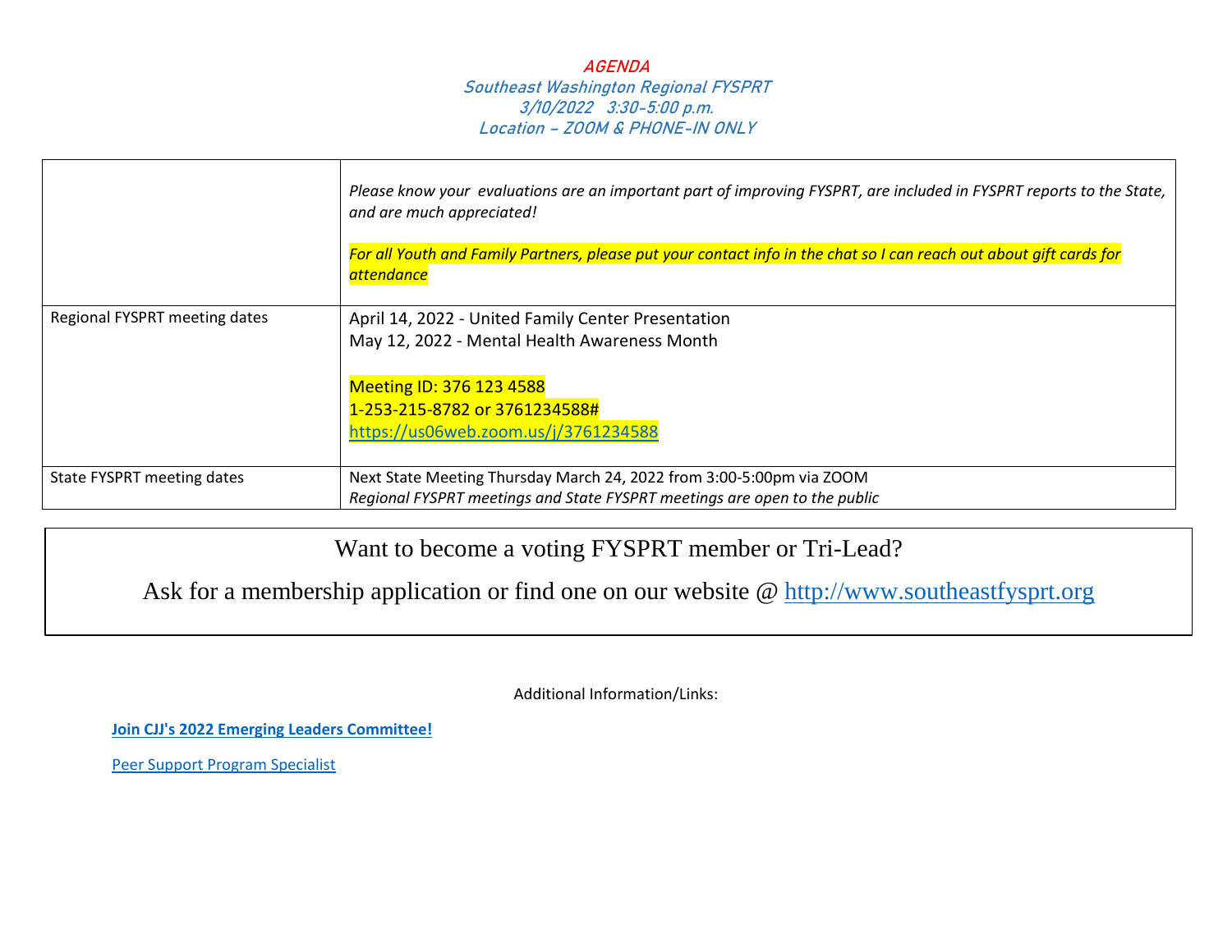*AGENDA*

*Southeast Washington Regional FYSPRT*

*3/10/2022 3:30-5:00 p.m.*

*Location – ZOOM & PHONE-IN ONLY*

| | |
|---|---|
| | *Please know your evaluations are an important part of improving FYSPRT, are included in FYSPRT reports to the State, and are much appreciated!*<br><br>*For all Youth and Family Partners, please put your contact info in the chat so I can reach out about gift cards for attendance* |
| Regional FYSPRT meeting dates | April 14, 2022 - United Family Center Presentation<br>May 12, 2022 - Mental Health Awareness Month<br><br>Meeting ID: 376 123 4588<br>1-253-215-8782 or 3761234588#<br>https://us06web.zoom.us/j/3761234588 |
| State FYSPRT meeting dates | Next State Meeting Thursday March 24, 2022 from 3:00-5:00pm via ZOOM<br>*Regional FYSPRT meetings and State FYSPRT meetings are open to the public* |

Want to become a voting FYSPRT member or Tri-Lead?

Ask for a membership application or find one on our website @ http://www.southeastfysprt.org

Additional Information/Links:

**Join CJJ's 2022 Emerging Leaders Committee!**

Peer Support Program Specialist